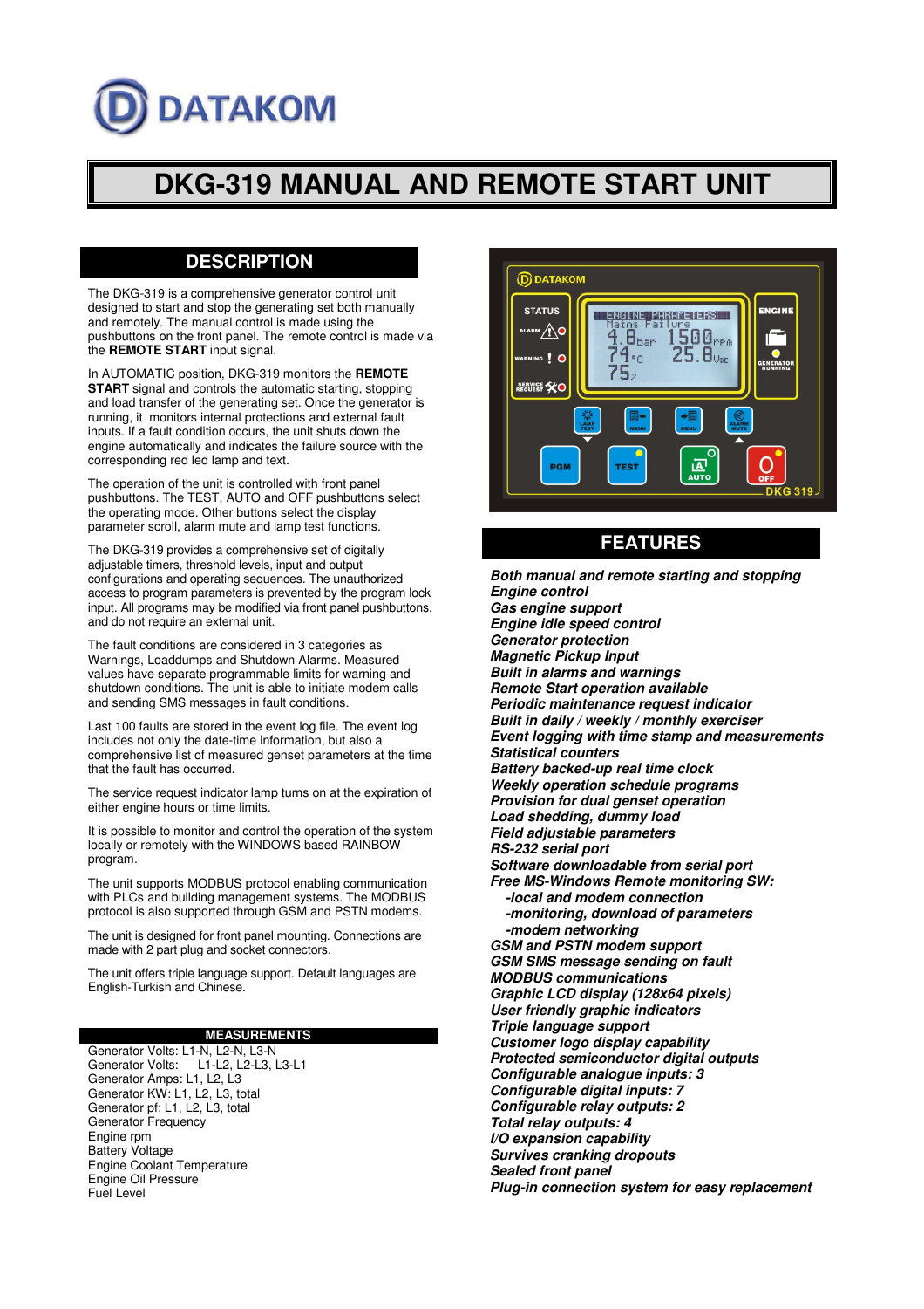# DATAKOM

# DKG-319 MANUAL AND REMOTE START UNIT

## DESCRIPTION

The DKG-319 is a comprehensive generator control unit designed to start and stop the generating set both manually and remotely. The manual control is made using the pushbuttons on the front panel. The remote control is made via the **REMOTE START** input signal.

In AUTOMATIC position, DKG-319 monitors the **REMOTE START** signal and controls the automatic starting, stopping and load transfer of the generating set. Once the generator is running, it monitors internal protections and external fault inputs. If a fault condition occurs, the unit shuts down the engine automatically and indicates the failure source with the corresponding red led lamp and text.

The operation of the unit is controlled with front panel pushbuttons. The TEST, AUTO and OFF pushbuttons select the operating mode. Other buttons select the display parameter scroll, alarm mute and lamp test functions.

The DKG-319 provides a comprehensive set of digitally adjustable timers, threshold levels, input and output configurations and operating sequences. The unauthorized access to program parameters is prevented by the program lock input. All programs may be modified via front panel pushbuttons, and do not require an external unit.

The fault conditions are considered in 3 categories as Warnings, Loaddumps and Shutdown Alarms. Measured values have separate programmable limits for warning and shutdown conditions. The unit is able to initiate modem calls and sending SMS messages in fault conditions.

Last 100 faults are stored in the event log file. The event log includes not only the date-time information, but also a comprehensive list of measured genset parameters at the time that the fault has occurred.

The service request indicator lamp turns on at the expiration of either engine hours or time limits.

It is possible to monitor and control the operation of the system locally or remotely with the WINDOWS based RAINBOW program.

The unit supports MODBUS protocol enabling communication with PLCs and building management systems. The MODBUS protocol is also supported through GSM and PSTN modems.

The unit is designed for front panel mounting. Connections are made with 2 part plug and socket connectors.

The unit offers triple language support. Default languages are English-Turkish and Chinese.

### MEASUREMENTS

Generator Volts: L1-N, L2-N, L3-N
Generator Volts: L1-L2, L2-L3, L3-L1
Generator Amps: L1, L2, L3
Generator KW: L1, L2, L3, total
Generator pf: L1, L2, L3, total
Generator Frequency
Engine rpm
Battery Voltage
Engine Coolant Temperature
Engine Oil Pressure
Fuel Level

## FEATURES

***Both manual and remote starting and stopping***
***Engine control***
***Gas engine support***
***Engine idle speed control***
***Generator protection***
***Magnetic Pickup Input***
***Built in alarms and warnings***
***Remote Start operation available***
***Periodic maintenance request indicator***
***Built in daily / weekly / monthly exerciser***
***Event logging with time stamp and measurements***
***Statistical counters***
***Battery backed-up real time clock***
***Weekly operation schedule programs***
***Provision for dual genset operation***
***Load shedding, dummy load***
***Field adjustable parameters***
***RS-232 serial port***
***Software downloadable from serial port***
***Free MS-Windows Remote monitoring SW:***
- ***-local and modem connection***
- ***-monitoring, download of parameters***
- ***-modem networking***

***GSM and PSTN modem support***
***GSM SMS message sending on fault***
***MODBUS communications***
***Graphic LCD display (128x64 pixels)***
***User friendly graphic indicators***
***Triple language support***
***Customer logo display capability***
***Protected semiconductor digital outputs***
***Configurable analogue inputs: 3***
***Configurable digital inputs: 7***
***Configurable relay outputs: 2***
***Total relay outputs: 4***
***I/O expansion capability***
***Survives cranking dropouts***
***Sealed front panel***
***Plug-in connection system for easy replacement***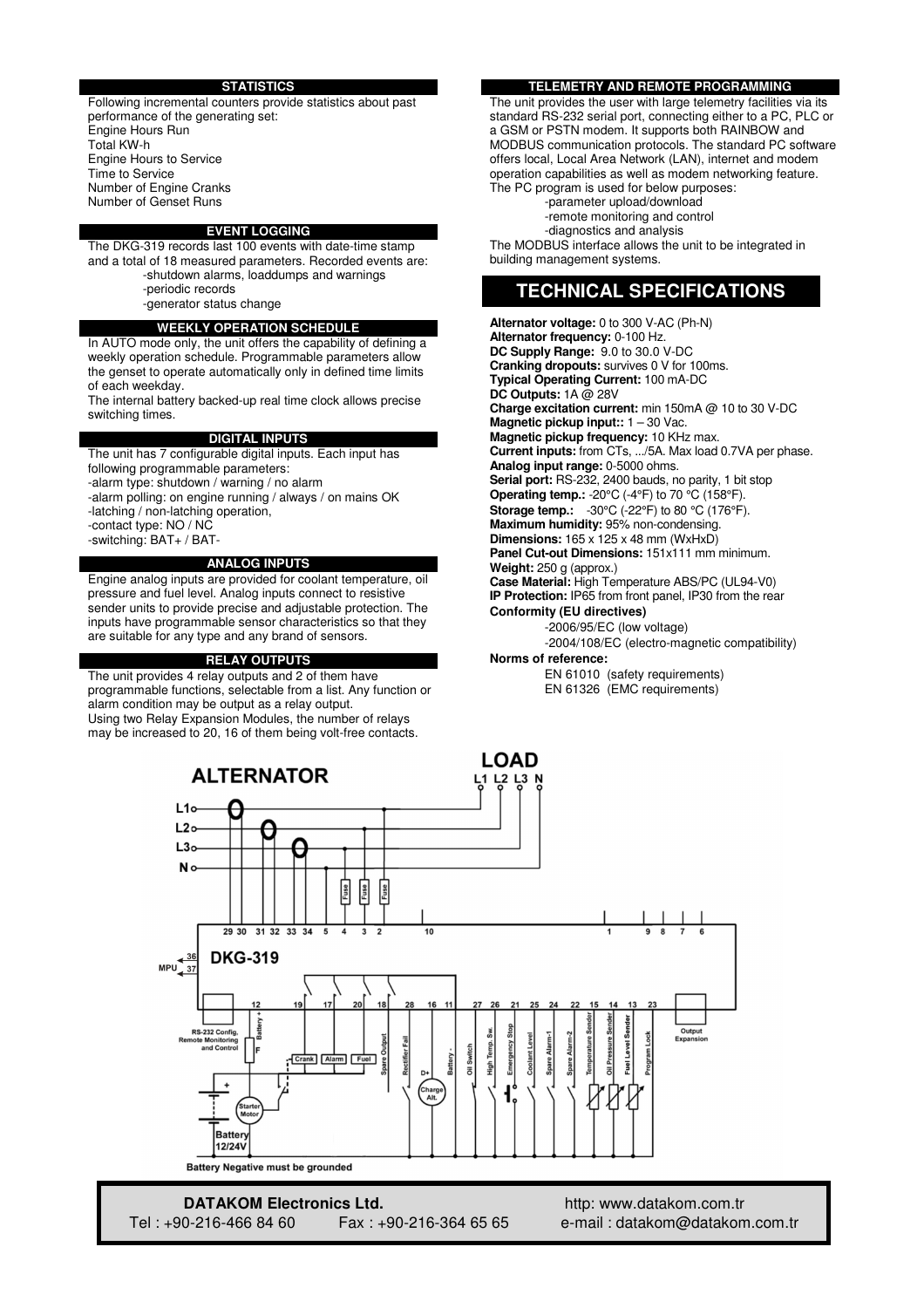## STATISTICS

Following incremental counters provide statistics about past performance of the generating set:

Engine Hours Run
Total KW-h
Engine Hours to Service
Time to Service
Number of Engine Cranks
Number of Genset Runs

## EVENT LOGGING

The DKG-319 records last 100 events with date-time stamp and a total of 18 measured parameters. Recorded events are:

- shutdown alarms, loaddumps and warnings
- periodic records
- generator status change

## WEEKLY OPERATION SCHEDULE

In AUTO mode only, the unit offers the capability of defining a weekly operation schedule. Programmable parameters allow the genset to operate automatically only in defined time limits of each weekday.

The internal battery backed-up real time clock allows precise switching times.

## DIGITAL INPUTS

The unit has 7 configurable digital inputs. Each input has following programmable parameters:

- alarm type: shutdown / warning / no alarm
- alarm polling: on engine running / always / on mains OK
- latching / non-latching operation,
- contact type: NO / NC
- switching: BAT+ / BAT-

## ANALOG INPUTS

Engine analog inputs are provided for coolant temperature, oil pressure and fuel level. Analog inputs connect to resistive sender units to provide precise and adjustable protection. The inputs have programmable sensor characteristics so that they are suitable for any type and any brand of sensors.

## RELAY OUTPUTS

The unit provides 4 relay outputs and 2 of them have programmable functions, selectable from a list. Any function or alarm condition may be output as a relay output.

Using two Relay Expansion Modules, the number of relays may be increased to 20, 16 of them being volt-free contacts.

## TELEMETRY AND REMOTE PROGRAMMING

The unit provides the user with large telemetry facilities via its standard RS-232 serial port, connecting either to a PC, PLC or a GSM or PSTN modem. It supports both RAINBOW and MODBUS communication protocols. The standard PC software offers local, Local Area Network (LAN), internet and modem operation capabilities as well as modem networking feature.

The PC program is used for below purposes:

- parameter upload/download
- remote monitoring and control
- diagnostics and analysis

The MODBUS interface allows the unit to be integrated in building management systems.

# TECHNICAL SPECIFICATIONS

**Alternator voltage:** 0 to 300 V-AC (Ph-N)
**Alternator frequency:** 0-100 Hz.
**DC Supply Range:** 9.0 to 30.0 V-DC
**Cranking dropouts:** survives 0 V for 100ms.
**Typical Operating Current:** 100 mA-DC
**DC Outputs:** 1A @ 28V
**Charge excitation current:** min 150mA @ 10 to 30 V-DC
**Magnetic pickup input::** 1 – 30 Vac.
**Magnetic pickup frequency:** 10 KHz max.
**Current inputs:** from CTs, .../5A. Max load 0.7VA per phase.
**Analog input range:** 0-5000 ohms.
**Serial port:** RS-232, 2400 bauds, no parity, 1 bit stop
**Operating temp.:** -20°C (-4°F) to 70 °C (158°F).
**Storage temp.:** -30°C (-22°F) to 80 °C (176°F).
**Maximum humidity:** 95% non-condensing.
**Dimensions:** 165 x 125 x 48 mm (WxHxD)
**Panel Cut-out Dimensions:** 151x111 mm minimum.
**Weight:** 250 g (approx.)
**Case Material:** High Temperature ABS/PC (UL94-V0)
**IP Protection:** IP65 from front panel, IP30 from the rear
**Conformity (EU directives)**

- 2006/95/EC (low voltage)
- 2004/108/EC (electro-magnetic compatibility)

**Norms of reference:**

EN 61010 (safety requirements)
EN 61326 (EMC requirements)

ALTERNATOR
LOAD
L1 L2 L3 N
DKG-319
MPU
RS-232 Config, Remote Monitoring and Control
Battery +
Crank Alarm Fuel
Spare Output
Rectifier Fail
Battery -
Charge Alt.
Oil Switch
High Temp. Sw.
Emergency Stop
Coolant Level
Spare Alarm-1
Spare Alarm-2
Temperature Sender
Oil Pressure Sender
Fuel Level Sender
Program Lock
Output Expansion
Starter Motor
Battery 12/24V

Battery Negative must be grounded

**DATAKOM Electronics Ltd.** http: www.datakom.com.tr
Tel : +90-216-466 84 60 Fax : +90-216-364 65 65 e-mail : datakom@datakom.com.tr